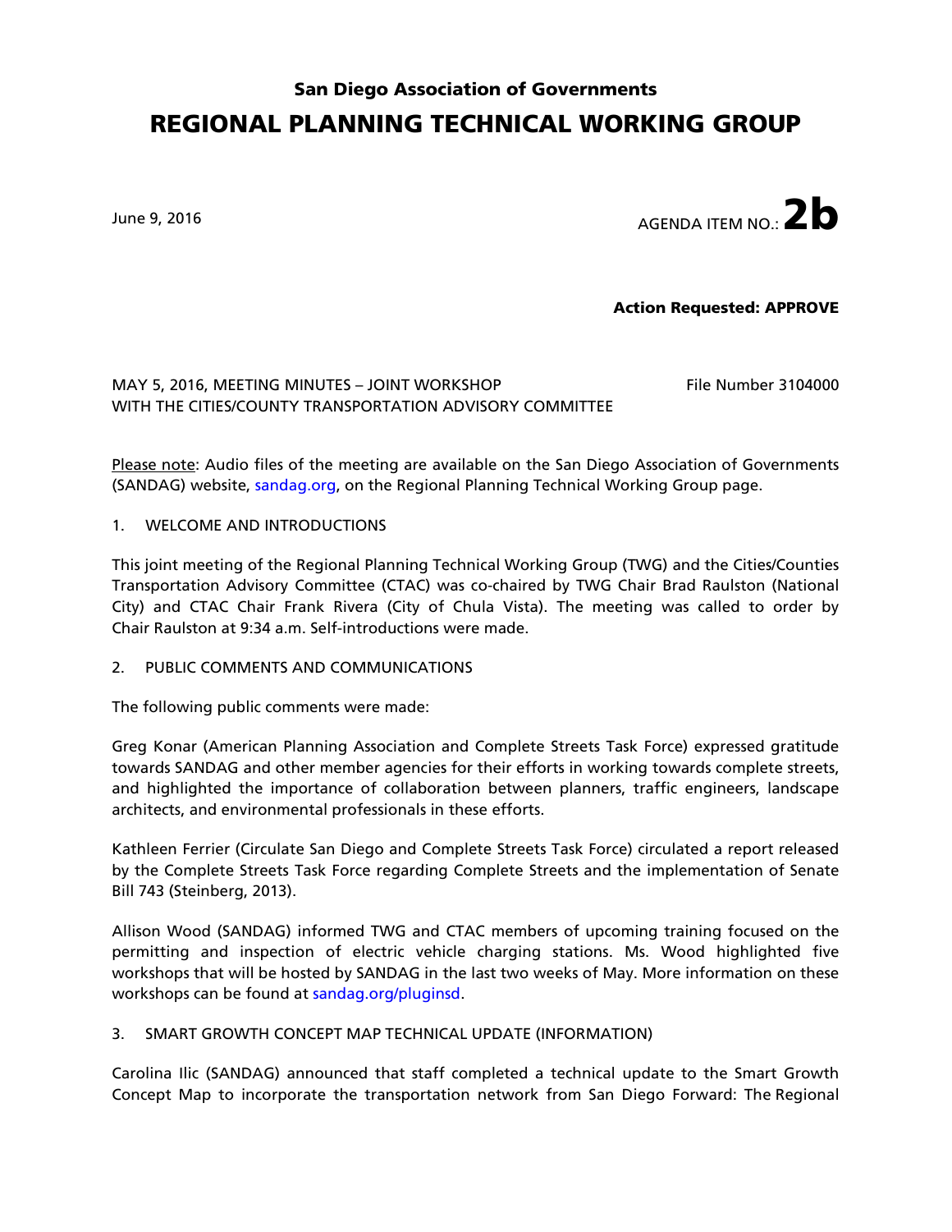**San Diego Association of Governments**

# REGIONAL PLANNING TECHNICAL WORKING GROUP

June 9, 2016

AGENDA ITEM NO.: **2b**

**Action Requested: APPROVE**

MAY 5, 2016, MEETING MINUTES – JOINT WORKSHOP WITH THE CITIES/COUNTY TRANSPORTATION ADVISORY COMMITTEE

File Number 3104000

Please note: Audio files of the meeting are available on the San Diego Association of Governments (SANDAG) website, sandag.org, on the Regional Planning Technical Working Group page.

1. WELCOME AND INTRODUCTIONS

This joint meeting of the Regional Planning Technical Working Group (TWG) and the Cities/Counties Transportation Advisory Committee (CTAC) was co-chaired by TWG Chair Brad Raulston (National City) and CTAC Chair Frank Rivera (City of Chula Vista). The meeting was called to order by Chair Raulston at 9:34 a.m. Self-introductions were made.

2. PUBLIC COMMENTS AND COMMUNICATIONS

The following public comments were made:

Greg Konar (American Planning Association and Complete Streets Task Force) expressed gratitude towards SANDAG and other member agencies for their efforts in working towards complete streets, and highlighted the importance of collaboration between planners, traffic engineers, landscape architects, and environmental professionals in these efforts.

Kathleen Ferrier (Circulate San Diego and Complete Streets Task Force) circulated a report released by the Complete Streets Task Force regarding Complete Streets and the implementation of Senate Bill 743 (Steinberg, 2013).

Allison Wood (SANDAG) informed TWG and CTAC members of upcoming training focused on the permitting and inspection of electric vehicle charging stations. Ms. Wood highlighted five workshops that will be hosted by SANDAG in the last two weeks of May. More information on these workshops can be found at sandag.org/pluginsd.

3. SMART GROWTH CONCEPT MAP TECHNICAL UPDATE (INFORMATION)

Carolina Ilic (SANDAG) announced that staff completed a technical update to the Smart Growth Concept Map to incorporate the transportation network from San Diego Forward: The Regional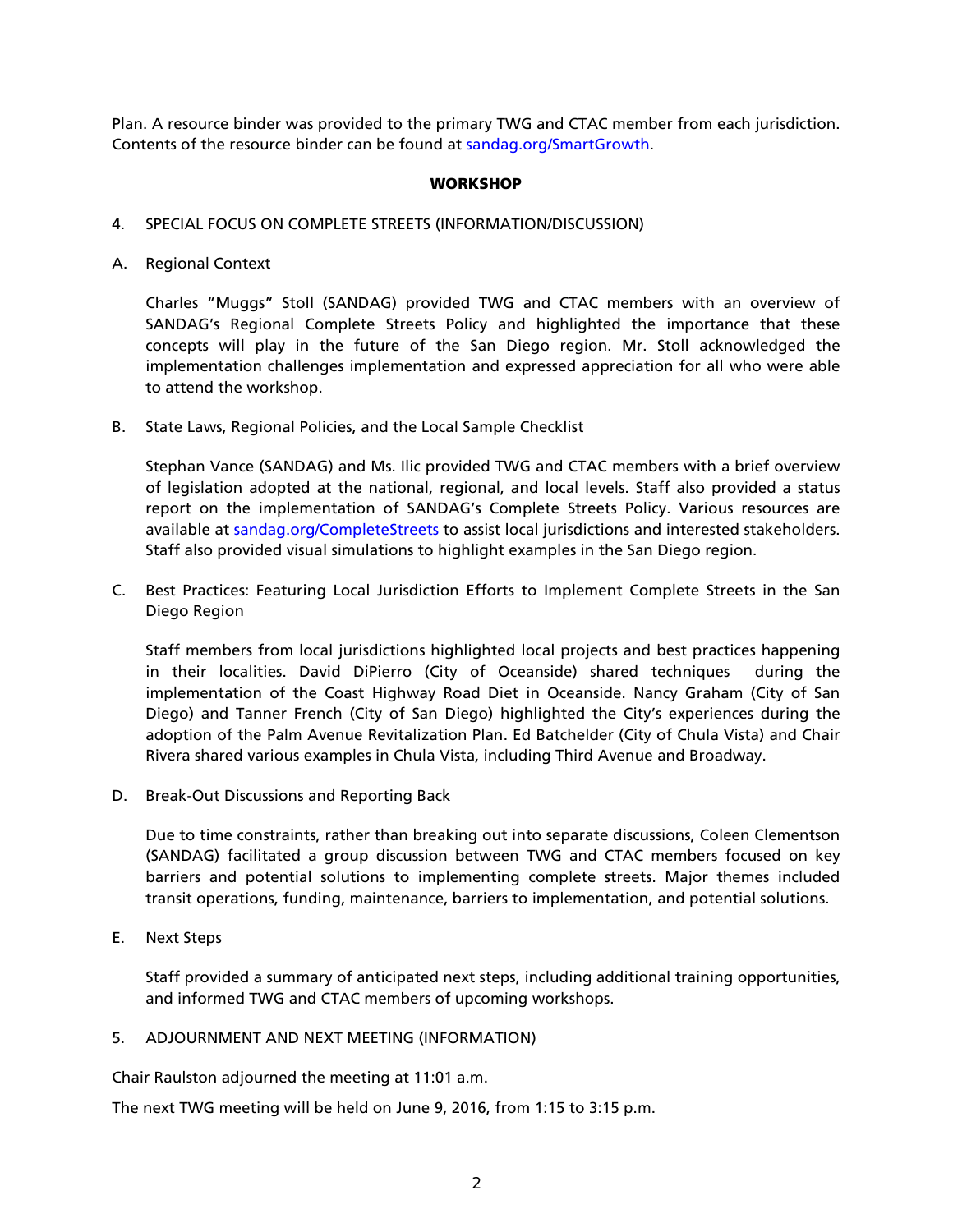Plan. A resource binder was provided to the primary TWG and CTAC member from each jurisdiction. Contents of the resource binder can be found at sandag.org/SmartGrowth.

## WORKSHOP

4. SPECIAL FOCUS ON COMPLETE STREETS (INFORMATION/DISCUSSION)

A. Regional Context

Charles "Muggs" Stoll (SANDAG) provided TWG and CTAC members with an overview of SANDAG's Regional Complete Streets Policy and highlighted the importance that these concepts will play in the future of the San Diego region. Mr. Stoll acknowledged the implementation challenges implementation and expressed appreciation for all who were able to attend the workshop.

B. State Laws, Regional Policies, and the Local Sample Checklist

Stephan Vance (SANDAG) and Ms. Ilic provided TWG and CTAC members with a brief overview of legislation adopted at the national, regional, and local levels. Staff also provided a status report on the implementation of SANDAG's Complete Streets Policy. Various resources are available at sandag.org/CompleteStreets to assist local jurisdictions and interested stakeholders. Staff also provided visual simulations to highlight examples in the San Diego region.

C. Best Practices: Featuring Local Jurisdiction Efforts to Implement Complete Streets in the San Diego Region

Staff members from local jurisdictions highlighted local projects and best practices happening in their localities. David DiPierro (City of Oceanside) shared techniques during the implementation of the Coast Highway Road Diet in Oceanside. Nancy Graham (City of San Diego) and Tanner French (City of San Diego) highlighted the City's experiences during the adoption of the Palm Avenue Revitalization Plan. Ed Batchelder (City of Chula Vista) and Chair Rivera shared various examples in Chula Vista, including Third Avenue and Broadway.

D. Break-Out Discussions and Reporting Back

Due to time constraints, rather than breaking out into separate discussions, Coleen Clementson (SANDAG) facilitated a group discussion between TWG and CTAC members focused on key barriers and potential solutions to implementing complete streets. Major themes included transit operations, funding, maintenance, barriers to implementation, and potential solutions.

E. Next Steps

Staff provided a summary of anticipated next steps, including additional training opportunities, and informed TWG and CTAC members of upcoming workshops.

5. ADJOURNMENT AND NEXT MEETING (INFORMATION)

Chair Raulston adjourned the meeting at 11:01 a.m.

The next TWG meeting will be held on June 9, 2016, from 1:15 to 3:15 p.m.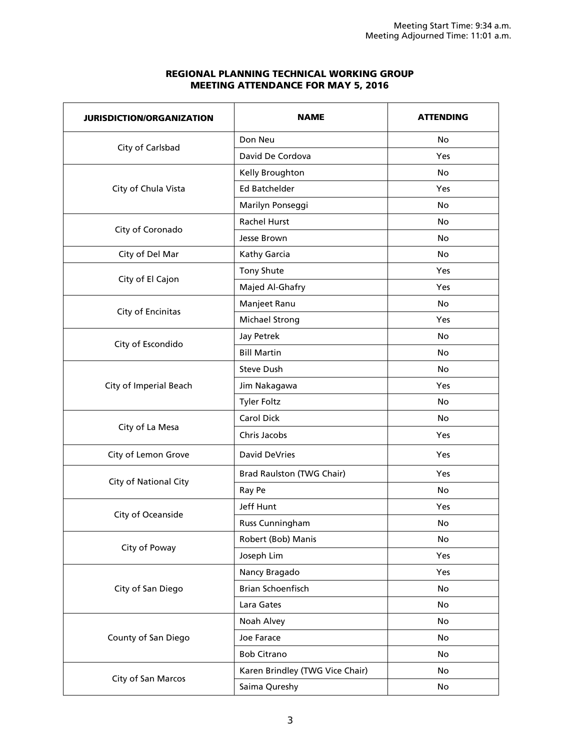Meeting Start Time: 9:34 a.m.
Meeting Adjourned Time: 11:01 a.m.

## REGIONAL PLANNING TECHNICAL WORKING GROUP MEETING ATTENDANCE FOR MAY 5, 2016

| JURISDICTION/ORGANIZATION | NAME | ATTENDING |
|---|---|---|
| City of Carlsbad | Don Neu | No |
| | David De Cordova | Yes |
| City of Chula Vista | Kelly Broughton | No |
| | Ed Batchelder | Yes |
| | Marilyn Ponseggi | No |
| City of Coronado | Rachel Hurst | No |
| | Jesse Brown | No |
| City of Del Mar | Kathy Garcia | No |
| City of El Cajon | Tony Shute | Yes |
| | Majed Al-Ghafry | Yes |
| City of Encinitas | Manjeet Ranu | No |
| | Michael Strong | Yes |
| City of Escondido | Jay Petrek | No |
| | Bill Martin | No |
| City of Imperial Beach | Steve Dush | No |
| | Jim Nakagawa | Yes |
| | Tyler Foltz | No |
| City of La Mesa | Carol Dick | No |
| | Chris Jacobs | Yes |
| City of Lemon Grove | David DeVries | Yes |
| City of National City | Brad Raulston (TWG Chair) | Yes |
| | Ray Pe | No |
| City of Oceanside | Jeff Hunt | Yes |
| | Russ Cunningham | No |
| City of Poway | Robert (Bob) Manis | No |
| | Joseph Lim | Yes |
| City of San Diego | Nancy Bragado | Yes |
| | Brian Schoenfisch | No |
| | Lara Gates | No |
| County of San Diego | Noah Alvey | No |
| | Joe Farace | No |
| | Bob Citrano | No |
| City of San Marcos | Karen Brindley (TWG Vice Chair) | No |
| | Saima Qureshy | No |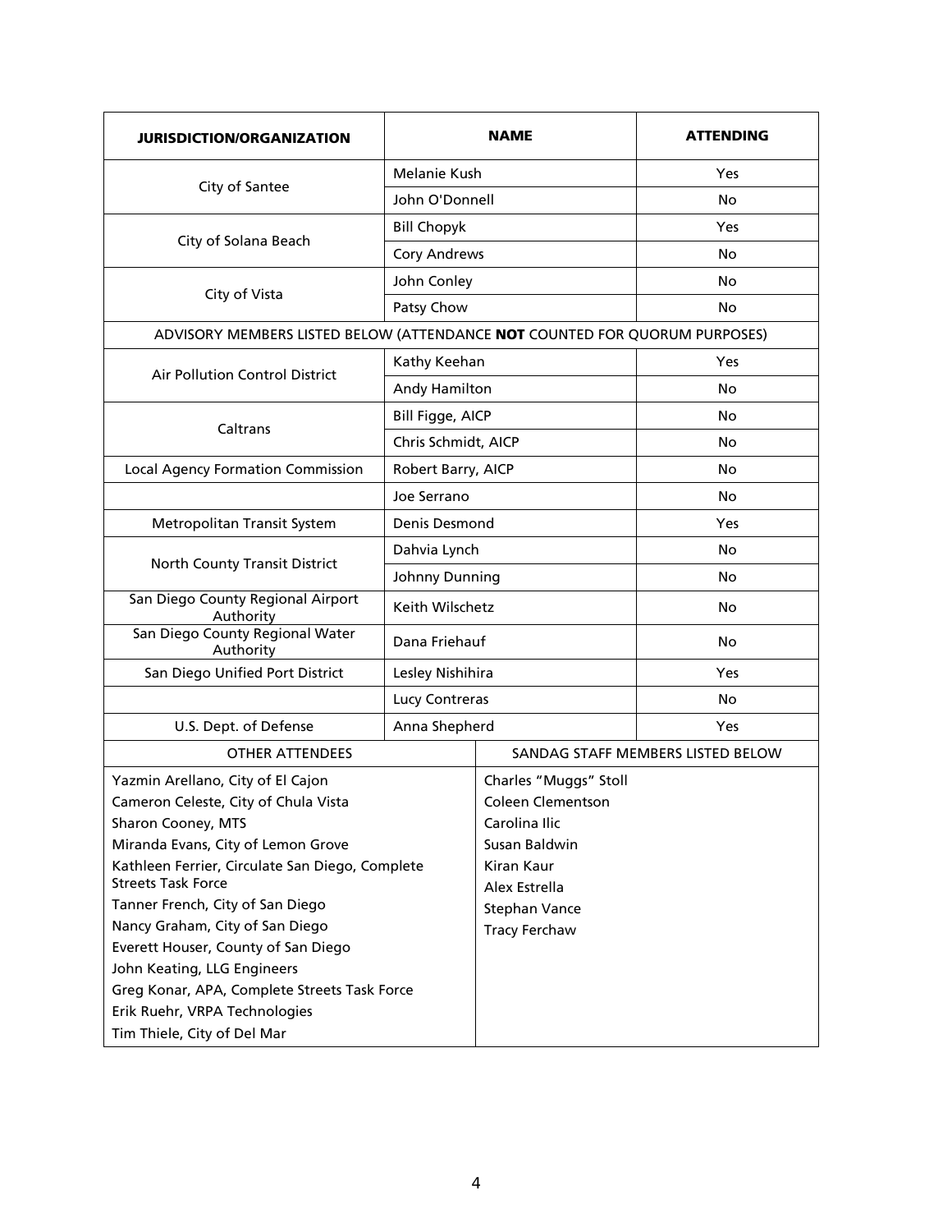| JURISDICTION/ORGANIZATION | NAME | ATTENDING |
|---|---|---|
| City of Santee | Melanie Kush | Yes |
| | John O'Donnell | No |
| City of Solana Beach | Bill Chopyk | Yes |
| | Cory Andrews | No |
| City of Vista | John Conley | No |
| | Patsy Chow | No |
| ADVISORY MEMBERS LISTED BELOW (ATTENDANCE **NOT** COUNTED FOR QUORUM PURPOSES) | | |
| Air Pollution Control District | Kathy Keehan | Yes |
| | Andy Hamilton | No |
| Caltrans | Bill Figge, AICP | No |
| | Chris Schmidt, AICP | No |
| Local Agency Formation Commission | Robert Barry, AICP | No |
| | Joe Serrano | No |
| Metropolitan Transit System | Denis Desmond | Yes |
| North County Transit District | Dahvia Lynch | No |
| | Johnny Dunning | No |
| San Diego County Regional Airport Authority | Keith Wilschetz | No |
| San Diego County Regional Water Authority | Dana Friehauf | No |
| San Diego Unified Port District | Lesley Nishihira | Yes |
| | Lucy Contreras | No |
| U.S. Dept. of Defense | Anna Shepherd | Yes |

| OTHER ATTENDEES | SANDAG STAFF MEMBERS LISTED BELOW |
|---|---|
| Yazmin Arellano, City of El Cajon | Charles "Muggs" Stoll |
| Cameron Celeste, City of Chula Vista | Coleen Clementson |
| Sharon Cooney, MTS | Carolina Ilic |
| Miranda Evans, City of Lemon Grove | Susan Baldwin |
| Kathleen Ferrier, Circulate San Diego, Complete Streets Task Force | Kiran Kaur |
| Tanner French, City of San Diego | Alex Estrella |
| Nancy Graham, City of San Diego | Stephan Vance |
| Everett Houser, County of San Diego | Tracy Ferchaw |
| John Keating, LLG Engineers | |
| Greg Konar, APA, Complete Streets Task Force | |
| Erik Ruehr, VRPA Technologies | |
| Tim Thiele, City of Del Mar | |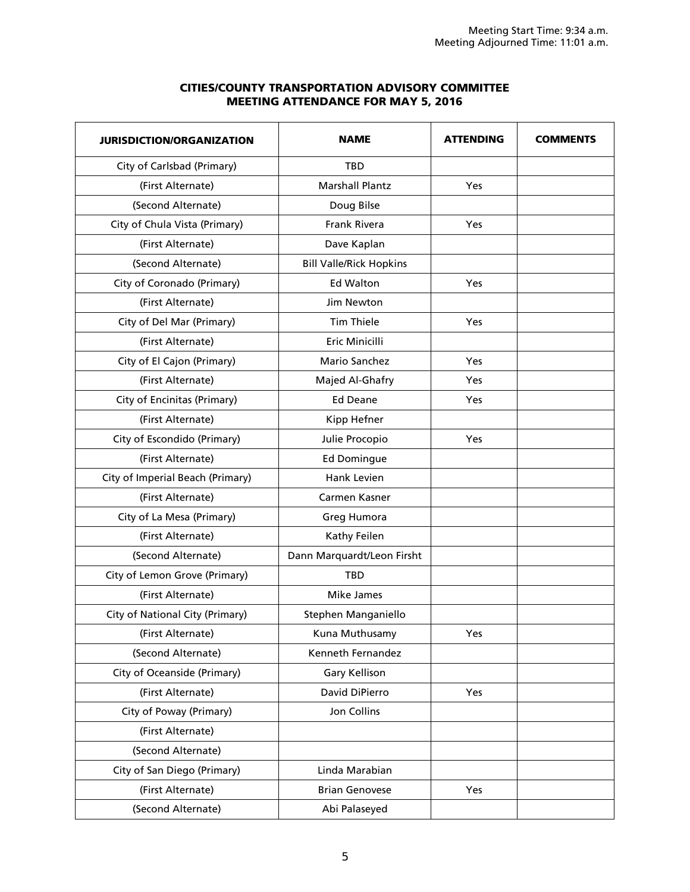Meeting Start Time: 9:34 a.m.
Meeting Adjourned Time: 11:01 a.m.

## CITIES/COUNTY TRANSPORTATION ADVISORY COMMITTEE MEETING ATTENDANCE FOR MAY 5, 2016

| JURISDICTION/ORGANIZATION | NAME | ATTENDING | COMMENTS |
|---|---|---|---|
| City of Carlsbad (Primary) | TBD | | |
| (First Alternate) | Marshall Plantz | Yes | |
| (Second Alternate) | Doug Bilse | | |
| City of Chula Vista (Primary) | Frank Rivera | Yes | |
| (First Alternate) | Dave Kaplan | | |
| (Second Alternate) | Bill Valle/Rick Hopkins | | |
| City of Coronado (Primary) | Ed Walton | Yes | |
| (First Alternate) | Jim Newton | | |
| City of Del Mar (Primary) | Tim Thiele | Yes | |
| (First Alternate) | Eric Minicilli | | |
| City of El Cajon (Primary) | Mario Sanchez | Yes | |
| (First Alternate) | Majed Al-Ghafry | Yes | |
| City of Encinitas (Primary) | Ed Deane | Yes | |
| (First Alternate) | Kipp Hefner | | |
| City of Escondido (Primary) | Julie Procopio | Yes | |
| (First Alternate) | Ed Domingue | | |
| City of Imperial Beach (Primary) | Hank Levien | | |
| (First Alternate) | Carmen Kasner | | |
| City of La Mesa (Primary) | Greg Humora | | |
| (First Alternate) | Kathy Feilen | | |
| (Second Alternate) | Dann Marquardt/Leon Firsht | | |
| City of Lemon Grove (Primary) | TBD | | |
| (First Alternate) | Mike James | | |
| City of National City (Primary) | Stephen Manganiello | | |
| (First Alternate) | Kuna Muthusamy | Yes | |
| (Second Alternate) | Kenneth Fernandez | | |
| City of Oceanside (Primary) | Gary Kellison | | |
| (First Alternate) | David DiPierro | Yes | |
| City of Poway (Primary) | Jon Collins | | |
| (First Alternate) | | | |
| (Second Alternate) | | | |
| City of San Diego (Primary) | Linda Marabian | | |
| (First Alternate) | Brian Genovese | Yes | |
| (Second Alternate) | Abi Palaseyed | | |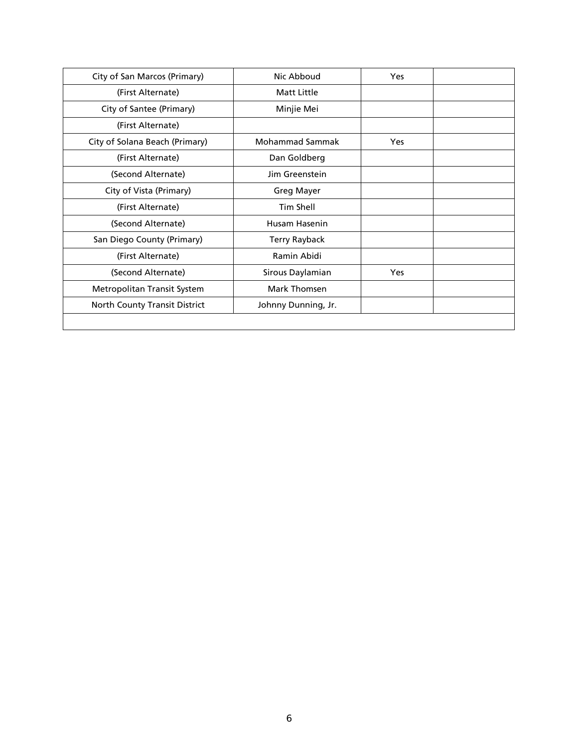| | | | |
|---|---|---|---|
| City of San Marcos (Primary) | Nic Abboud | Yes | |
| (First Alternate) | Matt Little | | |
| City of Santee (Primary) | Minjie Mei | | |
| (First Alternate) | | | |
| City of Solana Beach (Primary) | Mohammad Sammak | Yes | |
| (First Alternate) | Dan Goldberg | | |
| (Second Alternate) | Jim Greenstein | | |
| City of Vista (Primary) | Greg Mayer | | |
| (First Alternate) | Tim Shell | | |
| (Second Alternate) | Husam Hasenin | | |
| San Diego County (Primary) | Terry Rayback | | |
| (First Alternate) | Ramin Abidi | | |
| (Second Alternate) | Sirous Daylamian | Yes | |
| Metropolitan Transit System | Mark Thomsen | | |
| North County Transit District | Johnny Dunning, Jr. | | |
| | | | |